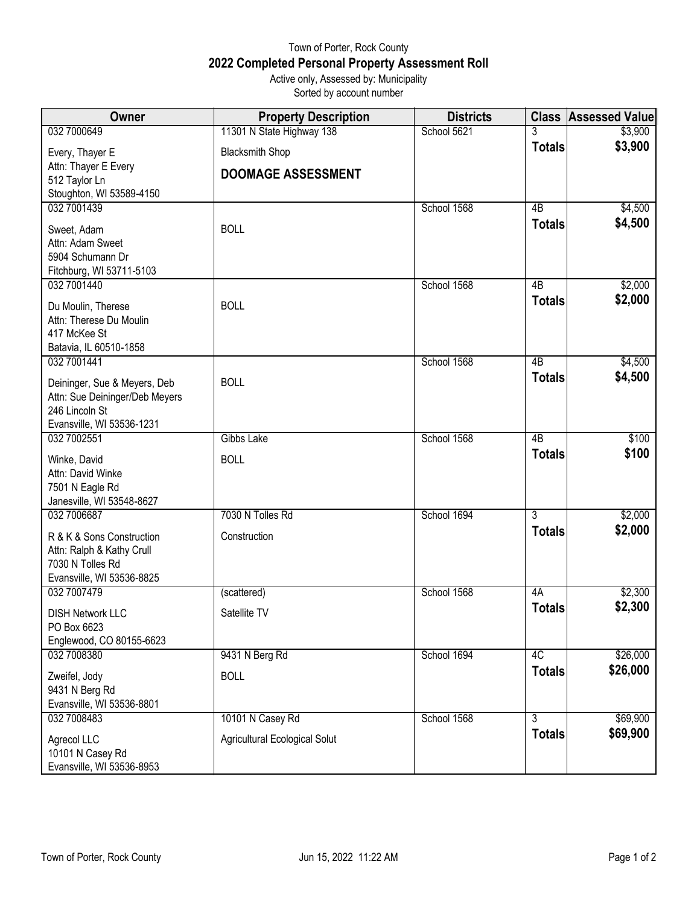# Town of Porter, Rock County

## 2022 Completed Personal Property Assessment Roll

Active only, Assessed by: Municipality
Sorted by account number

| Owner | Property Description | Districts | Class | Assessed Value |
|---|---|---|---|---|
| 032 7000649<br>Every, Thayer E<br>Attn: Thayer E Every<br>512 Taylor Ln<br>Stoughton, WI 53589-4150 | 11301 N State Highway 138<br>Blacksmith Shop<br>**DOOMAGE ASSESSMENT** | School 5621 | 3<br>**Totals** | $3,900<br>**$3,900** |
| 032 7001439<br>Sweet, Adam<br>Attn: Adam Sweet<br>5904 Schumann Dr<br>Fitchburg, WI 53711-5103 | BOLL | School 1568 | 4B<br>**Totals** | $4,500<br>**$4,500** |
| 032 7001440<br>Du Moulin, Therese<br>Attn: Therese Du Moulin<br>417 McKee St<br>Batavia, IL 60510-1858 | BOLL | School 1568 | 4B<br>**Totals** | $2,000<br>**$2,000** |
| 032 7001441<br>Deininger, Sue & Meyers, Deb<br>Attn: Sue Deininger/Deb Meyers<br>246 Lincoln St<br>Evansville, WI 53536-1231 | BOLL | School 1568 | 4B<br>**Totals** | $4,500<br>**$4,500** |
| 032 7002551<br>Winke, David<br>Attn: David Winke<br>7501 N Eagle Rd<br>Janesville, WI 53548-8627 | Gibbs Lake<br>BOLL | School 1568 | 4B<br>**Totals** | $100<br>**$100** |
| 032 7006687<br>R & K & Sons Construction<br>Attn: Ralph & Kathy Crull<br>7030 N Tolles Rd<br>Evansville, WI 53536-8825 | 7030 N Tolles Rd<br>Construction | School 1694 | 3<br>**Totals** | $2,000<br>**$2,000** |
| 032 7007479<br>DISH Network LLC<br>PO Box 6623<br>Englewood, CO 80155-6623 | (scattered)<br>Satellite TV | School 1568 | 4A<br>**Totals** | $2,300<br>**$2,300** |
| 032 7008380<br>Zweifel, Jody<br>9431 N Berg Rd<br>Evansville, WI 53536-8801 | 9431 N Berg Rd<br>BOLL | School 1694 | 4C<br>**Totals** | $26,000<br>**$26,000** |
| 032 7008483<br>Agrecol LLC<br>10101 N Casey Rd<br>Evansville, WI 53536-8953 | 10101 N Casey Rd<br>Agricultural Ecological Solut | School 1568 | 3<br>**Totals** | $69,900<br>**$69,900** |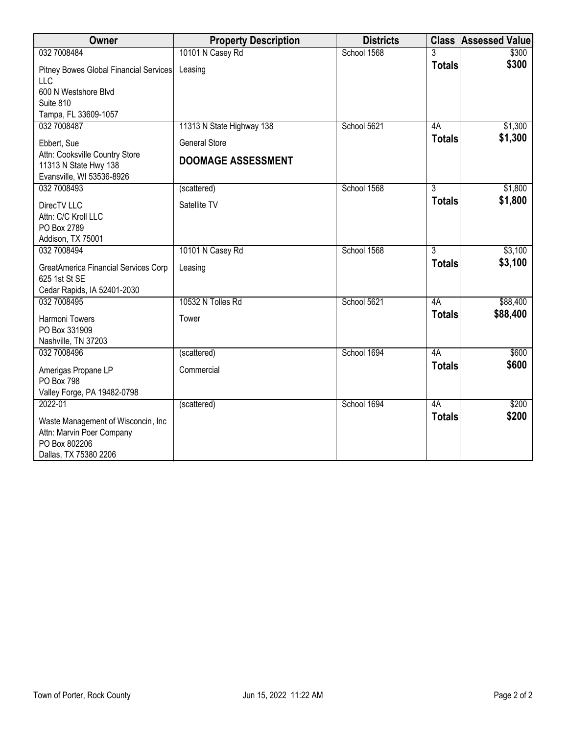| Owner | Property Description | Districts | Class | Assessed Value |
|---|---|---|---|---|
| 032 7008484<br>Pitney Bowes Global Financial Services LLC<br>600 N Westshore Blvd<br>Suite 810<br>Tampa, FL 33609-1057 | 10101 N Casey Rd<br>Leasing | School 1568 | 3<br>**Totals** | $300<br>**$300** |
| 032 7008487<br>Ebbert, Sue<br>Attn: Cooksville Country Store<br>11313 N State Hwy 138<br>Evansville, WI 53536-8926 | 11313 N State Highway 138<br>General Store<br>**DOOMAGE ASSESSMENT** | School 5621 | 4A<br>**Totals** | $1,300<br>**$1,300** |
| 032 7008493<br>DirecTV LLC<br>Attn: C/C Kroll LLC<br>PO Box 2789<br>Addison, TX 75001 | (scattered)<br>Satellite TV | School 1568 | 3<br>**Totals** | $1,800<br>**$1,800** |
| 032 7008494<br>GreatAmerica Financial Services Corp<br>625 1st St SE<br>Cedar Rapids, IA 52401-2030 | 10101 N Casey Rd<br>Leasing | School 1568 | 3<br>**Totals** | $3,100<br>**$3,100** |
| 032 7008495<br>Harmoni Towers<br>PO Box 331909<br>Nashville, TN 37203 | 10532 N Tolles Rd<br>Tower | School 5621 | 4A<br>**Totals** | $88,400<br>**$88,400** |
| 032 7008496<br>Amerigas Propane LP<br>PO Box 798<br>Valley Forge, PA 19482-0798 | (scattered)<br>Commercial | School 1694 | 4A<br>**Totals** | $600<br>**$600** |
| 2022-01<br>Waste Management of Wisconcin, Inc<br>Attn: Marvin Poer Company<br>PO Box 802206<br>Dallas, TX 75380 2206 | (scattered) | School 1694 | 4A<br>**Totals** | $200<br>**$200** |

Town of Porter, Rock County    Jun 15, 2022 11:22 AM